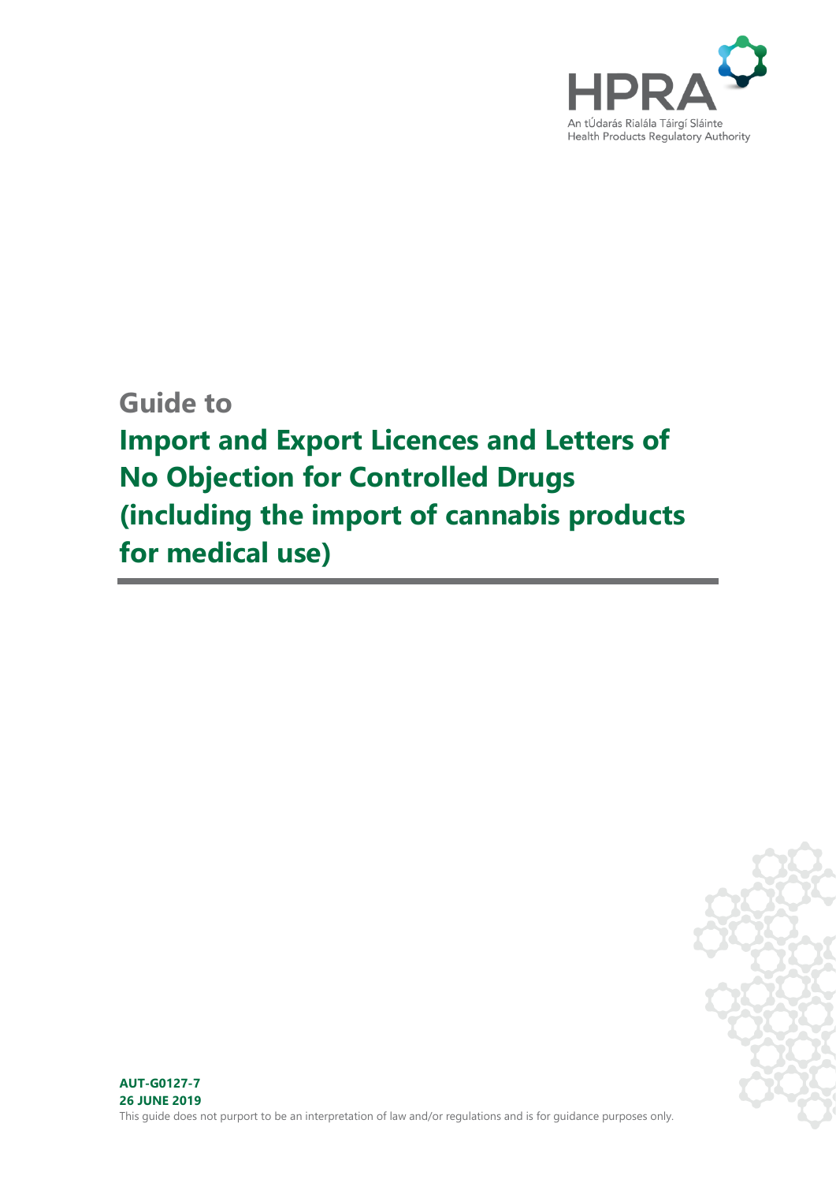HPRA

An tÚdarás Rialála Táirgí Sláinte
Health Products Regulatory Authority

# Guide to
# Import and Export Licences and Letters of No Objection for Controlled Drugs (including the import of cannabis products for medical use)

**AUT-G0127-7**
**26 JUNE 2019**

This guide does not purport to be an interpretation of law and/or regulations and is for guidance purposes only.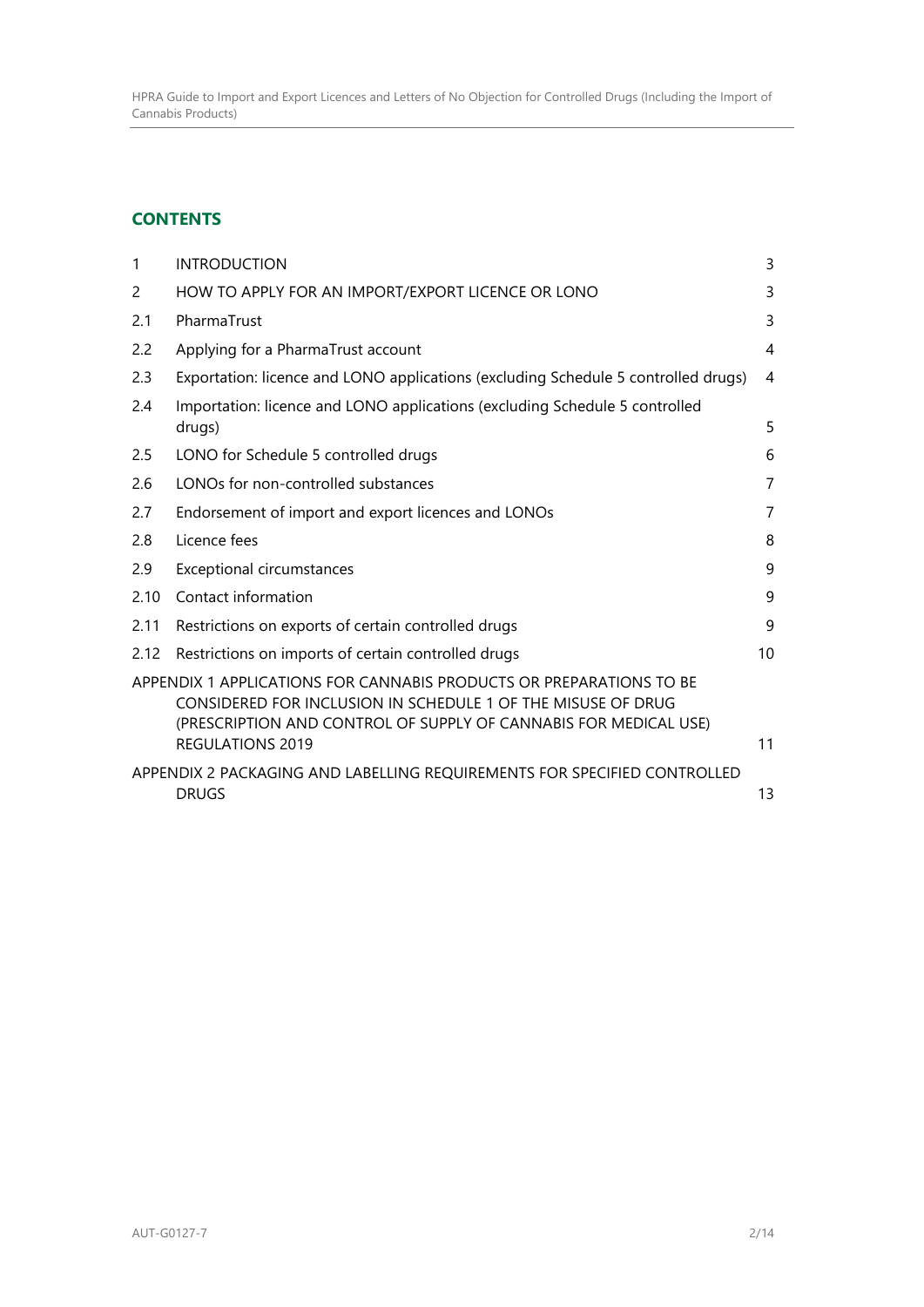## CONTENTS

| | | |
|---|---|---|
| 1 | INTRODUCTION | 3 |
| 2 | HOW TO APPLY FOR AN IMPORT/EXPORT LICENCE OR LONO | 3 |
| 2.1 | PharmaTrust | 3 |
| 2.2 | Applying for a PharmaTrust account | 4 |
| 2.3 | Exportation: licence and LONO applications (excluding Schedule 5 controlled drugs) | 4 |
| 2.4 | Importation: licence and LONO applications (excluding Schedule 5 controlled drugs) | 5 |
| 2.5 | LONO for Schedule 5 controlled drugs | 6 |
| 2.6 | LONOs for non-controlled substances | 7 |
| 2.7 | Endorsement of import and export licences and LONOs | 7 |
| 2.8 | Licence fees | 8 |
| 2.9 | Exceptional circumstances | 9 |
| 2.10 | Contact information | 9 |
| 2.11 | Restrictions on exports of certain controlled drugs | 9 |
| 2.12 | Restrictions on imports of certain controlled drugs | 10 |
| APPENDIX 1 | APPLICATIONS FOR CANNABIS PRODUCTS OR PREPARATIONS TO BE CONSIDERED FOR INCLUSION IN SCHEDULE 1 OF THE MISUSE OF DRUG (PRESCRIPTION AND CONTROL OF SUPPLY OF CANNABIS FOR MEDICAL USE) REGULATIONS 2019 | 11 |
| APPENDIX 2 | PACKAGING AND LABELLING REQUIREMENTS FOR SPECIFIED CONTROLLED DRUGS | 13 |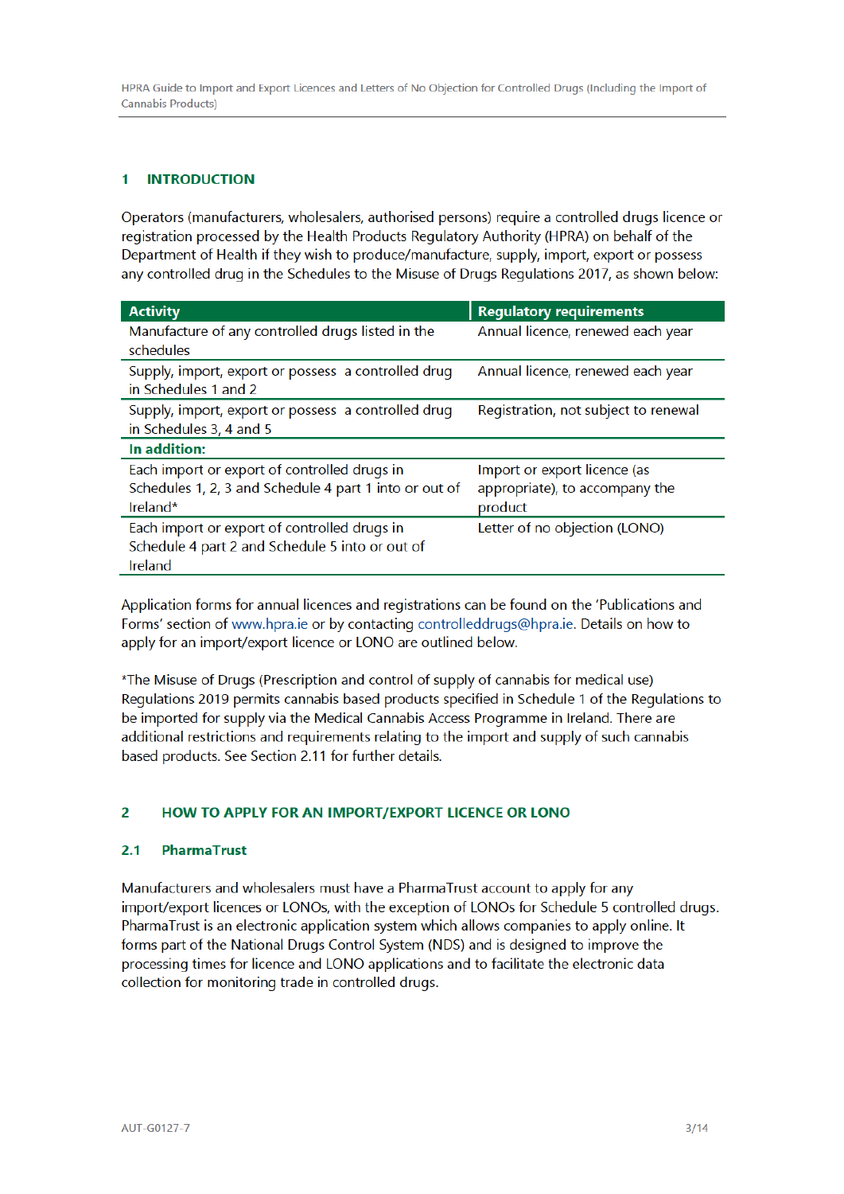## 1 INTRODUCTION

Operators (manufacturers, wholesalers, authorised persons) require a controlled drugs licence or registration processed by the Health Products Regulatory Authority (HPRA) on behalf of the Department of Health if they wish to produce/manufacture, supply, import, export or possess any controlled drug in the Schedules to the Misuse of Drugs Regulations 2017, as shown below:

| Activity | Regulatory requirements |
|---|---|
| Manufacture of any controlled drugs listed in the schedules | Annual licence, renewed each year |
| Supply, import, export or possess a controlled drug in Schedules 1 and 2 | Annual licence, renewed each year |
| Supply, import, export or possess a controlled drug in Schedules 3, 4 and 5 | Registration, not subject to renewal |
| **In addition:** | |
| Each import or export of controlled drugs in Schedules 1, 2, 3 and Schedule 4 part 1 into or out of Ireland* | Import or export licence (as appropriate), to accompany the product |
| Each import or export of controlled drugs in Schedule 4 part 2 and Schedule 5 into or out of Ireland | Letter of no objection (LONO) |

Application forms for annual licences and registrations can be found on the 'Publications and Forms' section of www.hpra.ie or by contacting controlleddrugs@hpra.ie. Details on how to apply for an import/export licence or LONO are outlined below.

*The Misuse of Drugs (Prescription and control of supply of cannabis for medical use) Regulations 2019 permits cannabis based products specified in Schedule 1 of the Regulations to be imported for supply via the Medical Cannabis Access Programme in Ireland. There are additional restrictions and requirements relating to the import and supply of such cannabis based products. See Section 2.11 for further details.

## 2 HOW TO APPLY FOR AN IMPORT/EXPORT LICENCE OR LONO

### 2.1 PharmaTrust

Manufacturers and wholesalers must have a PharmaTrust account to apply for any import/export licences or LONOs, with the exception of LONOs for Schedule 5 controlled drugs. PharmaTrust is an electronic application system which allows companies to apply online. It forms part of the National Drugs Control System (NDS) and is designed to improve the processing times for licence and LONO applications and to facilitate the electronic data collection for monitoring trade in controlled drugs.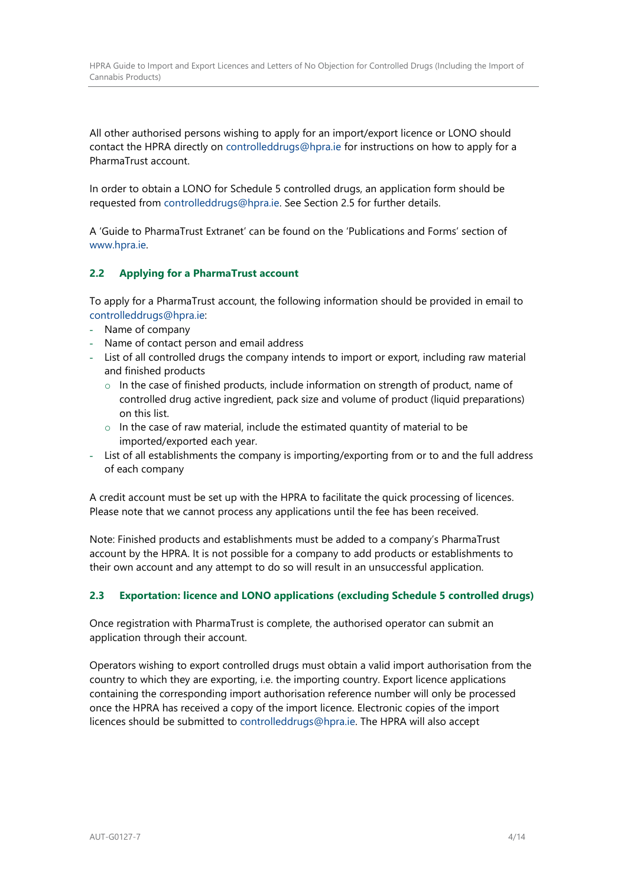All other authorised persons wishing to apply for an import/export licence or LONO should contact the HPRA directly on controlleddrugs@hpra.ie for instructions on how to apply for a PharmaTrust account.

In order to obtain a LONO for Schedule 5 controlled drugs, an application form should be requested from controlleddrugs@hpra.ie. See Section 2.5 for further details.

A 'Guide to PharmaTrust Extranet' can be found on the 'Publications and Forms' section of www.hpra.ie.

## 2.2 Applying for a PharmaTrust account

To apply for a PharmaTrust account, the following information should be provided in email to controlleddrugs@hpra.ie:

- Name of company
- Name of contact person and email address
- List of all controlled drugs the company intends to import or export, including raw material and finished products
  - In the case of finished products, include information on strength of product, name of controlled drug active ingredient, pack size and volume of product (liquid preparations) on this list.
  - In the case of raw material, include the estimated quantity of material to be imported/exported each year.
- List of all establishments the company is importing/exporting from or to and the full address of each company

A credit account must be set up with the HPRA to facilitate the quick processing of licences. Please note that we cannot process any applications until the fee has been received.

Note: Finished products and establishments must be added to a company's PharmaTrust account by the HPRA. It is not possible for a company to add products or establishments to their own account and any attempt to do so will result in an unsuccessful application.

## 2.3 Exportation: licence and LONO applications (excluding Schedule 5 controlled drugs)

Once registration with PharmaTrust is complete, the authorised operator can submit an application through their account.

Operators wishing to export controlled drugs must obtain a valid import authorisation from the country to which they are exporting, i.e. the importing country. Export licence applications containing the corresponding import authorisation reference number will only be processed once the HPRA has received a copy of the import licence. Electronic copies of the import licences should be submitted to controlleddrugs@hpra.ie. The HPRA will also accept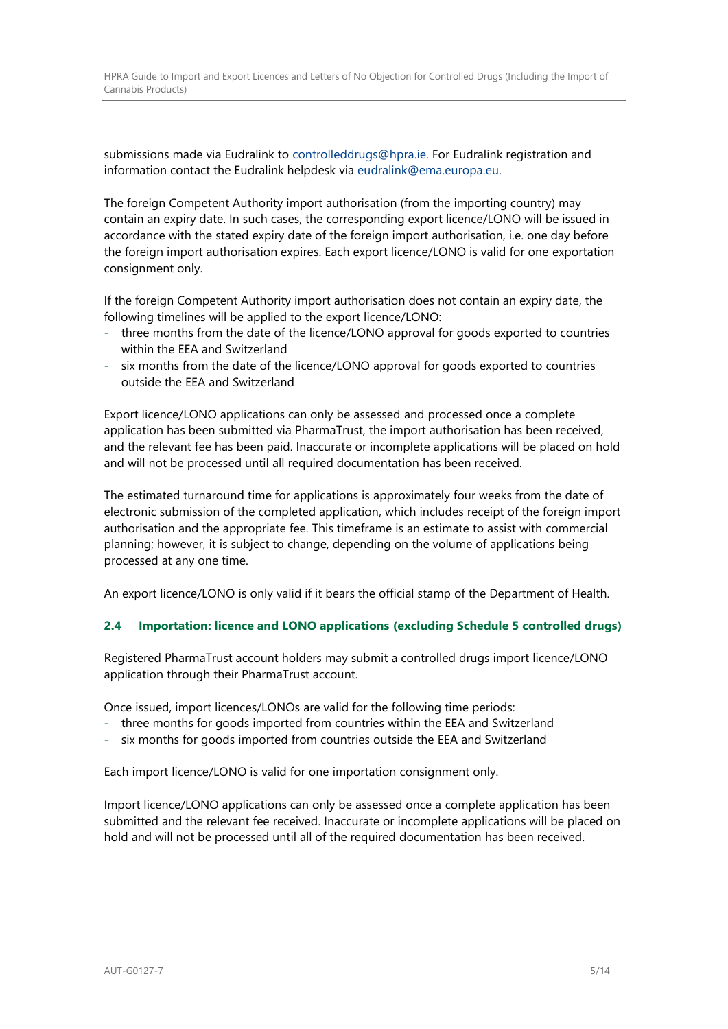submissions made via Eudralink to controlleddrugs@hpra.ie. For Eudralink registration and information contact the Eudralink helpdesk via eudralink@ema.europa.eu.

The foreign Competent Authority import authorisation (from the importing country) may contain an expiry date. In such cases, the corresponding export licence/LONO will be issued in accordance with the stated expiry date of the foreign import authorisation, i.e. one day before the foreign import authorisation expires. Each export licence/LONO is valid for one exportation consignment only.

If the foreign Competent Authority import authorisation does not contain an expiry date, the following timelines will be applied to the export licence/LONO:

- three months from the date of the licence/LONO approval for goods exported to countries within the EEA and Switzerland
- six months from the date of the licence/LONO approval for goods exported to countries outside the EEA and Switzerland

Export licence/LONO applications can only be assessed and processed once a complete application has been submitted via PharmaTrust, the import authorisation has been received, and the relevant fee has been paid. Inaccurate or incomplete applications will be placed on hold and will not be processed until all required documentation has been received.

The estimated turnaround time for applications is approximately four weeks from the date of electronic submission of the completed application, which includes receipt of the foreign import authorisation and the appropriate fee. This timeframe is an estimate to assist with commercial planning; however, it is subject to change, depending on the volume of applications being processed at any one time.

An export licence/LONO is only valid if it bears the official stamp of the Department of Health.

### 2.4 Importation: licence and LONO applications (excluding Schedule 5 controlled drugs)

Registered PharmaTrust account holders may submit a controlled drugs import licence/LONO application through their PharmaTrust account.

Once issued, import licences/LONOs are valid for the following time periods:

- three months for goods imported from countries within the EEA and Switzerland
- six months for goods imported from countries outside the EEA and Switzerland

Each import licence/LONO is valid for one importation consignment only.

Import licence/LONO applications can only be assessed once a complete application has been submitted and the relevant fee received. Inaccurate or incomplete applications will be placed on hold and will not be processed until all of the required documentation has been received.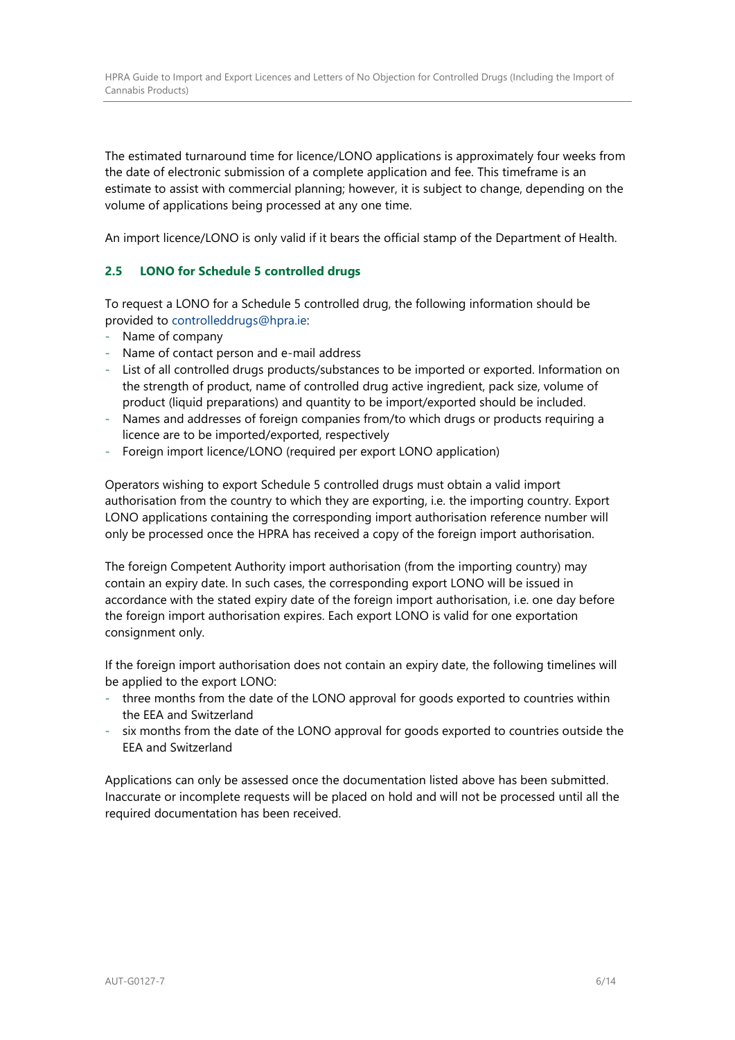The estimated turnaround time for licence/LONO applications is approximately four weeks from the date of electronic submission of a complete application and fee. This timeframe is an estimate to assist with commercial planning; however, it is subject to change, depending on the volume of applications being processed at any one time.

An import licence/LONO is only valid if it bears the official stamp of the Department of Health.

### 2.5 LONO for Schedule 5 controlled drugs

To request a LONO for a Schedule 5 controlled drug, the following information should be provided to controlleddrugs@hpra.ie:

- Name of company
- Name of contact person and e-mail address
- List of all controlled drugs products/substances to be imported or exported. Information on the strength of product, name of controlled drug active ingredient, pack size, volume of product (liquid preparations) and quantity to be import/exported should be included.
- Names and addresses of foreign companies from/to which drugs or products requiring a licence are to be imported/exported, respectively
- Foreign import licence/LONO (required per export LONO application)

Operators wishing to export Schedule 5 controlled drugs must obtain a valid import authorisation from the country to which they are exporting, i.e. the importing country. Export LONO applications containing the corresponding import authorisation reference number will only be processed once the HPRA has received a copy of the foreign import authorisation.

The foreign Competent Authority import authorisation (from the importing country) may contain an expiry date. In such cases, the corresponding export LONO will be issued in accordance with the stated expiry date of the foreign import authorisation, i.e. one day before the foreign import authorisation expires. Each export LONO is valid for one exportation consignment only.

If the foreign import authorisation does not contain an expiry date, the following timelines will be applied to the export LONO:

- three months from the date of the LONO approval for goods exported to countries within the EEA and Switzerland
- six months from the date of the LONO approval for goods exported to countries outside the EEA and Switzerland

Applications can only be assessed once the documentation listed above has been submitted. Inaccurate or incomplete requests will be placed on hold and will not be processed until all the required documentation has been received.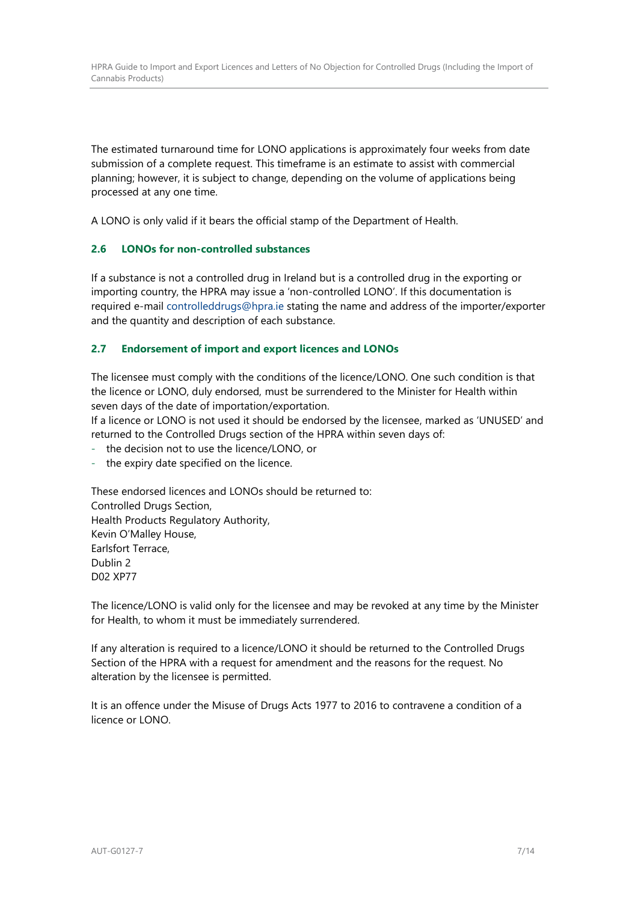The estimated turnaround time for LONO applications is approximately four weeks from date submission of a complete request. This timeframe is an estimate to assist with commercial planning; however, it is subject to change, depending on the volume of applications being processed at any one time.

A LONO is only valid if it bears the official stamp of the Department of Health.

### 2.6 LONOs for non-controlled substances

If a substance is not a controlled drug in Ireland but is a controlled drug in the exporting or importing country, the HPRA may issue a 'non-controlled LONO'. If this documentation is required e-mail controlleddrugs@hpra.ie stating the name and address of the importer/exporter and the quantity and description of each substance.

### 2.7 Endorsement of import and export licences and LONOs

The licensee must comply with the conditions of the licence/LONO. One such condition is that the licence or LONO, duly endorsed, must be surrendered to the Minister for Health within seven days of the date of importation/exportation.
If a licence or LONO is not used it should be endorsed by the licensee, marked as 'UNUSED' and returned to the Controlled Drugs section of the HPRA within seven days of:

- the decision not to use the licence/LONO, or
- the expiry date specified on the licence.

These endorsed licences and LONOs should be returned to:
Controlled Drugs Section,
Health Products Regulatory Authority,
Kevin O'Malley House,
Earlsfort Terrace,
Dublin 2
D02 XP77

The licence/LONO is valid only for the licensee and may be revoked at any time by the Minister for Health, to whom it must be immediately surrendered.

If any alteration is required to a licence/LONO it should be returned to the Controlled Drugs Section of the HPRA with a request for amendment and the reasons for the request. No alteration by the licensee is permitted.

It is an offence under the Misuse of Drugs Acts 1977 to 2016 to contravene a condition of a licence or LONO.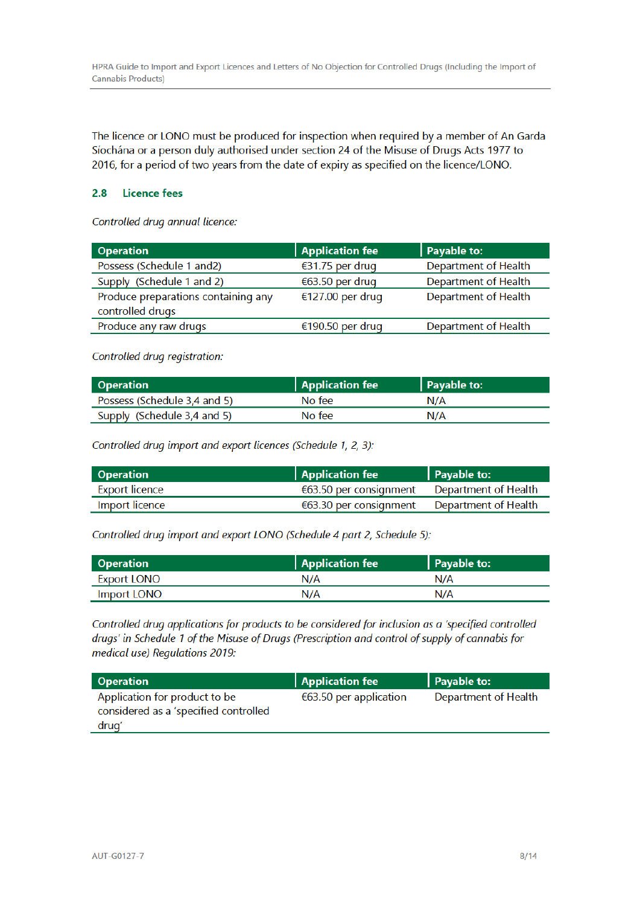The licence or LONO must be produced for inspection when required by a member of An Garda Síochána or a person duly authorised under section 24 of the Misuse of Drugs Acts 1977 to 2016, for a period of two years from the date of expiry as specified on the licence/LONO.

## 2.8 Licence fees

*Controlled drug annual licence:*

| Operation | Application fee | Payable to: |
|---|---|---|
| Possess (Schedule 1 and2) | €31.75 per drug | Department of Health |
| Supply (Schedule 1 and 2) | €63.50 per drug | Department of Health |
| Produce preparations containing any controlled drugs | €127.00 per drug | Department of Health |
| Produce any raw drugs | €190.50 per drug | Department of Health |

*Controlled drug registration:*

| Operation | Application fee | Payable to: |
|---|---|---|
| Possess (Schedule 3,4 and 5) | No fee | N/A |
| Supply (Schedule 3,4 and 5) | No fee | N/A |

*Controlled drug import and export licences (Schedule 1, 2, 3):*

| Operation | Application fee | Payable to: |
|---|---|---|
| Export licence | €63.50 per consignment | Department of Health |
| Import licence | €63.30 per consignment | Department of Health |

*Controlled drug import and export LONO (Schedule 4 part 2, Schedule 5):*

| Operation | Application fee | Payable to: |
|---|---|---|
| Export LONO | N/A | N/A |
| Import LONO | N/A | N/A |

*Controlled drug applications for products to be considered for inclusion as a 'specified controlled drugs' in Schedule 1 of the Misuse of Drugs (Prescription and control of supply of cannabis for medical use) Regulations 2019:*

| Operation | Application fee | Payable to: |
|---|---|---|
| Application for product to be considered as a 'specified controlled drug' | €63.50 per application | Department of Health |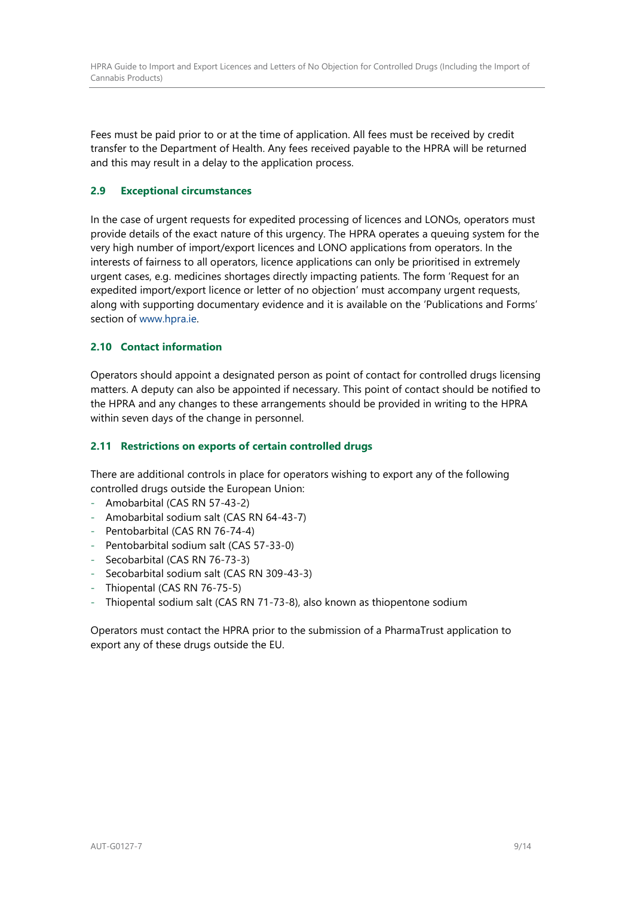Fees must be paid prior to or at the time of application. All fees must be received by credit transfer to the Department of Health. Any fees received payable to the HPRA will be returned and this may result in a delay to the application process.

### 2.9 Exceptional circumstances

In the case of urgent requests for expedited processing of licences and LONOs, operators must provide details of the exact nature of this urgency. The HPRA operates a queuing system for the very high number of import/export licences and LONO applications from operators. In the interests of fairness to all operators, licence applications can only be prioritised in extremely urgent cases, e.g. medicines shortages directly impacting patients. The form 'Request for an expedited import/export licence or letter of no objection' must accompany urgent requests, along with supporting documentary evidence and it is available on the 'Publications and Forms' section of www.hpra.ie.

### 2.10 Contact information

Operators should appoint a designated person as point of contact for controlled drugs licensing matters. A deputy can also be appointed if necessary. This point of contact should be notified to the HPRA and any changes to these arrangements should be provided in writing to the HPRA within seven days of the change in personnel.

### 2.11 Restrictions on exports of certain controlled drugs

There are additional controls in place for operators wishing to export any of the following controlled drugs outside the European Union:

- Amobarbital (CAS RN 57-43-2)
- Amobarbital sodium salt (CAS RN 64-43-7)
- Pentobarbital (CAS RN 76-74-4)
- Pentobarbital sodium salt (CAS 57-33-0)
- Secobarbital (CAS RN 76-73-3)
- Secobarbital sodium salt (CAS RN 309-43-3)
- Thiopental (CAS RN 76-75-5)
- Thiopental sodium salt (CAS RN 71-73-8), also known as thiopentone sodium

Operators must contact the HPRA prior to the submission of a PharmaTrust application to export any of these drugs outside the EU.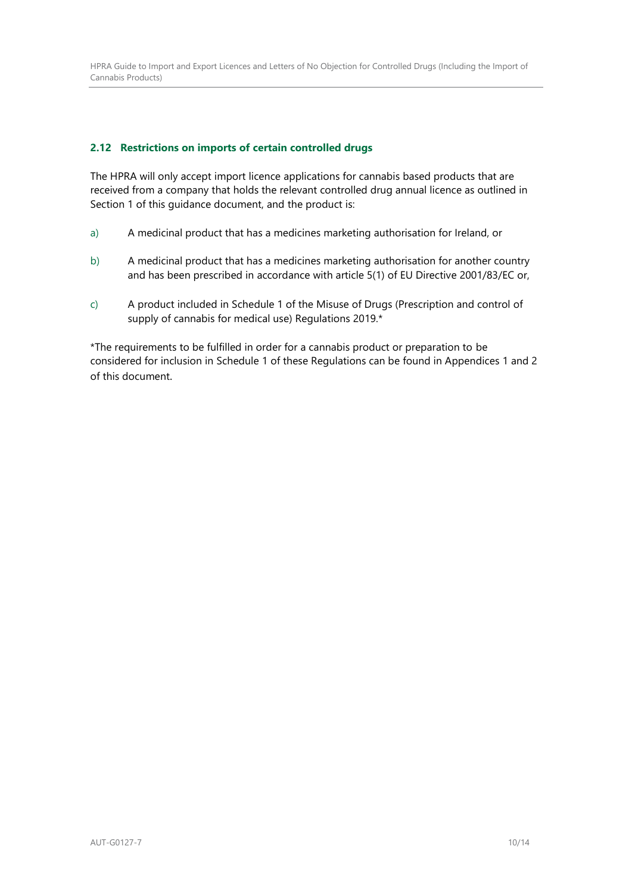### 2.12 Restrictions on imports of certain controlled drugs

The HPRA will only accept import licence applications for cannabis based products that are received from a company that holds the relevant controlled drug annual licence as outlined in Section 1 of this guidance document, and the product is:

a) A medicinal product that has a medicines marketing authorisation for Ireland, or

b) A medicinal product that has a medicines marketing authorisation for another country and has been prescribed in accordance with article 5(1) of EU Directive 2001/83/EC or,

c) A product included in Schedule 1 of the Misuse of Drugs (Prescription and control of supply of cannabis for medical use) Regulations 2019.*

*The requirements to be fulfilled in order for a cannabis product or preparation to be considered for inclusion in Schedule 1 of these Regulations can be found in Appendices 1 and 2 of this document.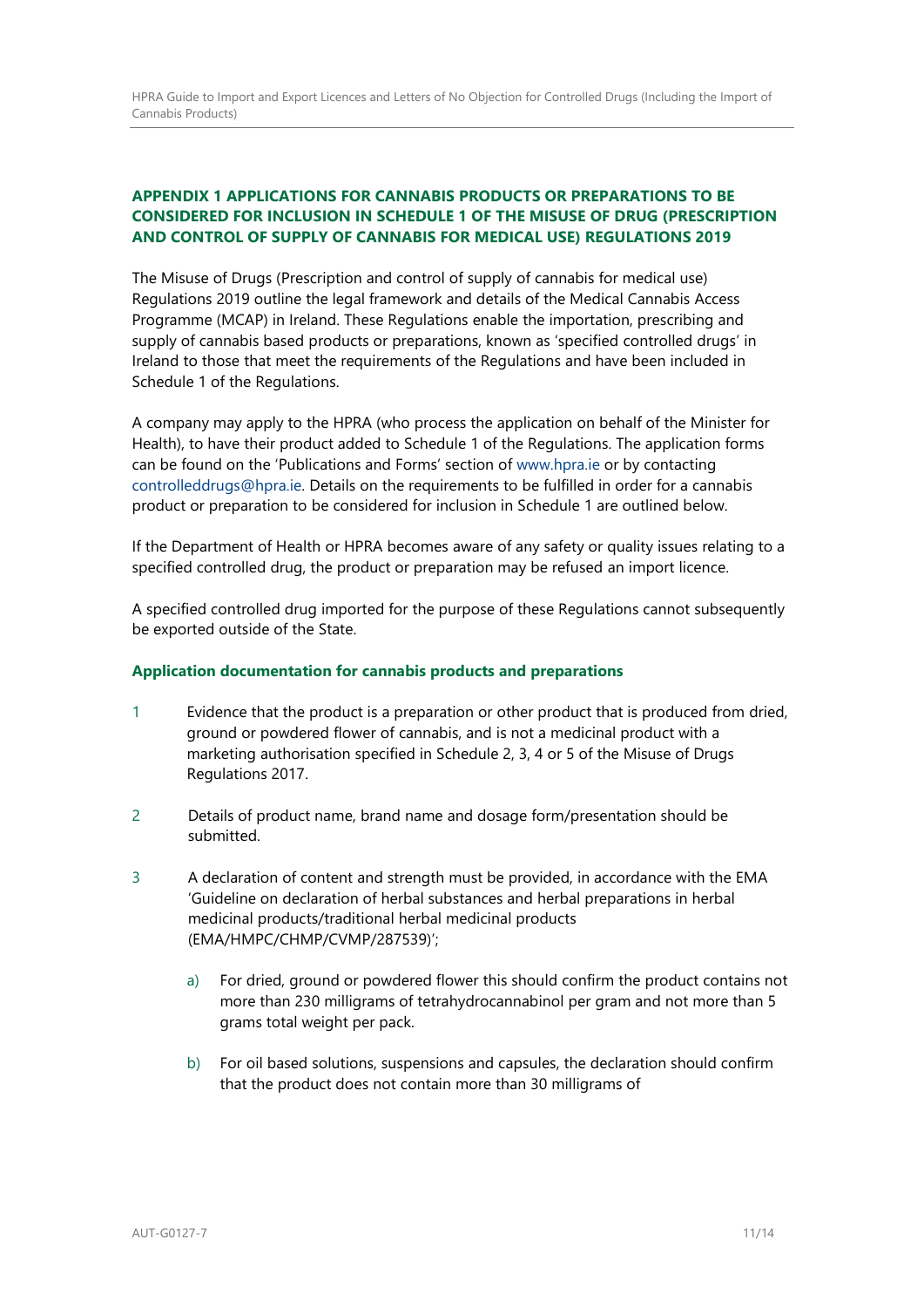## APPENDIX 1 APPLICATIONS FOR CANNABIS PRODUCTS OR PREPARATIONS TO BE CONSIDERED FOR INCLUSION IN SCHEDULE 1 OF THE MISUSE OF DRUG (PRESCRIPTION AND CONTROL OF SUPPLY OF CANNABIS FOR MEDICAL USE) REGULATIONS 2019

The Misuse of Drugs (Prescription and control of supply of cannabis for medical use) Regulations 2019 outline the legal framework and details of the Medical Cannabis Access Programme (MCAP) in Ireland. These Regulations enable the importation, prescribing and supply of cannabis based products or preparations, known as 'specified controlled drugs' in Ireland to those that meet the requirements of the Regulations and have been included in Schedule 1 of the Regulations.

A company may apply to the HPRA (who process the application on behalf of the Minister for Health), to have their product added to Schedule 1 of the Regulations. The application forms can be found on the 'Publications and Forms' section of www.hpra.ie or by contacting controlleddrugs@hpra.ie. Details on the requirements to be fulfilled in order for a cannabis product or preparation to be considered for inclusion in Schedule 1 are outlined below.

If the Department of Health or HPRA becomes aware of any safety or quality issues relating to a specified controlled drug, the product or preparation may be refused an import licence.

A specified controlled drug imported for the purpose of these Regulations cannot subsequently be exported outside of the State.

### Application documentation for cannabis products and preparations

1. Evidence that the product is a preparation or other product that is produced from dried, ground or powdered flower of cannabis, and is not a medicinal product with a marketing authorisation specified in Schedule 2, 3, 4 or 5 of the Misuse of Drugs Regulations 2017.

2. Details of product name, brand name and dosage form/presentation should be submitted.

3. A declaration of content and strength must be provided, in accordance with the EMA 'Guideline on declaration of herbal substances and herbal preparations in herbal medicinal products/traditional herbal medicinal products (EMA/HMPC/CHMP/CVMP/287539)';

   a) For dried, ground or powdered flower this should confirm the product contains not more than 230 milligrams of tetrahydrocannabinol per gram and not more than 5 grams total weight per pack.

   b) For oil based solutions, suspensions and capsules, the declaration should confirm that the product does not contain more than 30 milligrams of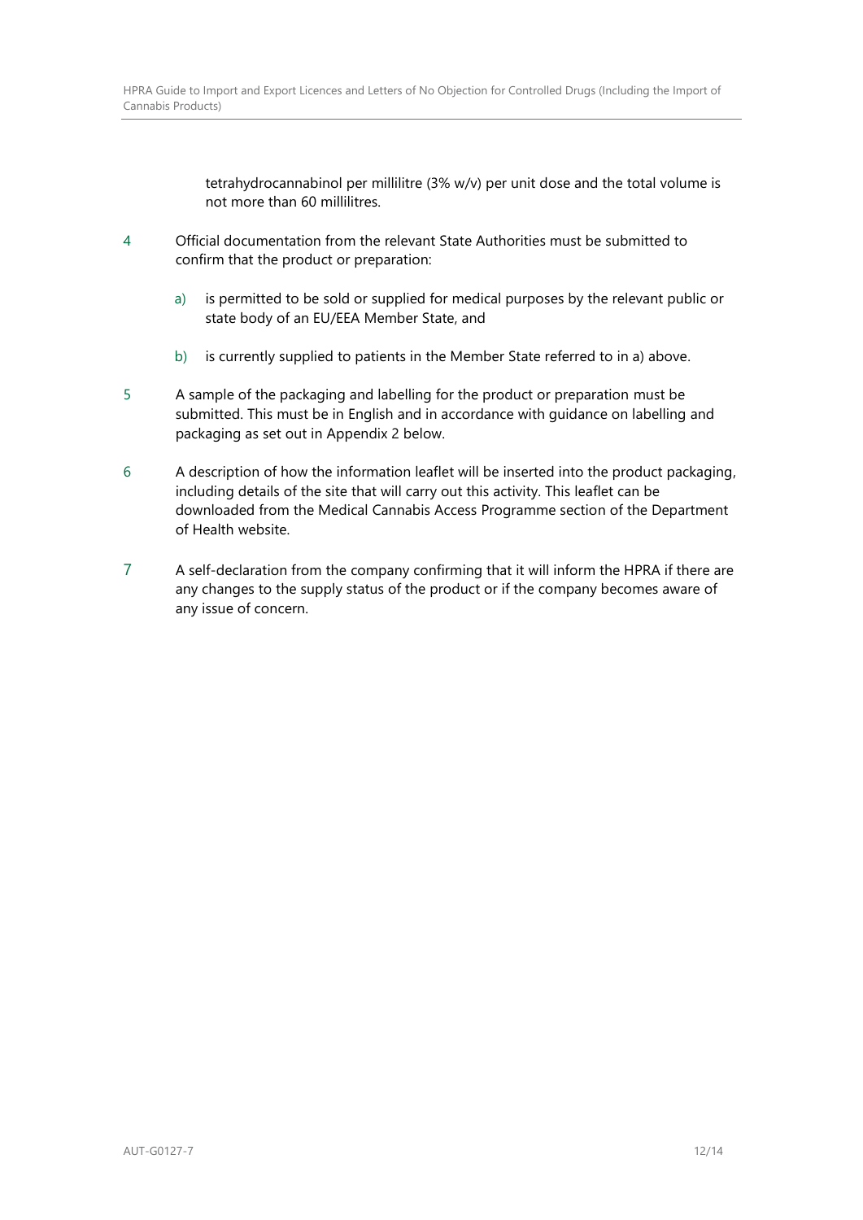tetrahydrocannabinol per millilitre (3% w/v) per unit dose and the total volume is not more than 60 millilitres.

4. Official documentation from the relevant State Authorities must be submitted to confirm that the product or preparation:

   a) is permitted to be sold or supplied for medical purposes by the relevant public or state body of an EU/EEA Member State, and

   b) is currently supplied to patients in the Member State referred to in a) above.

5. A sample of the packaging and labelling for the product or preparation must be submitted. This must be in English and in accordance with guidance on labelling and packaging as set out in Appendix 2 below.

6. A description of how the information leaflet will be inserted into the product packaging, including details of the site that will carry out this activity. This leaflet can be downloaded from the Medical Cannabis Access Programme section of the Department of Health website.

7. A self-declaration from the company confirming that it will inform the HPRA if there are any changes to the supply status of the product or if the company becomes aware of any issue of concern.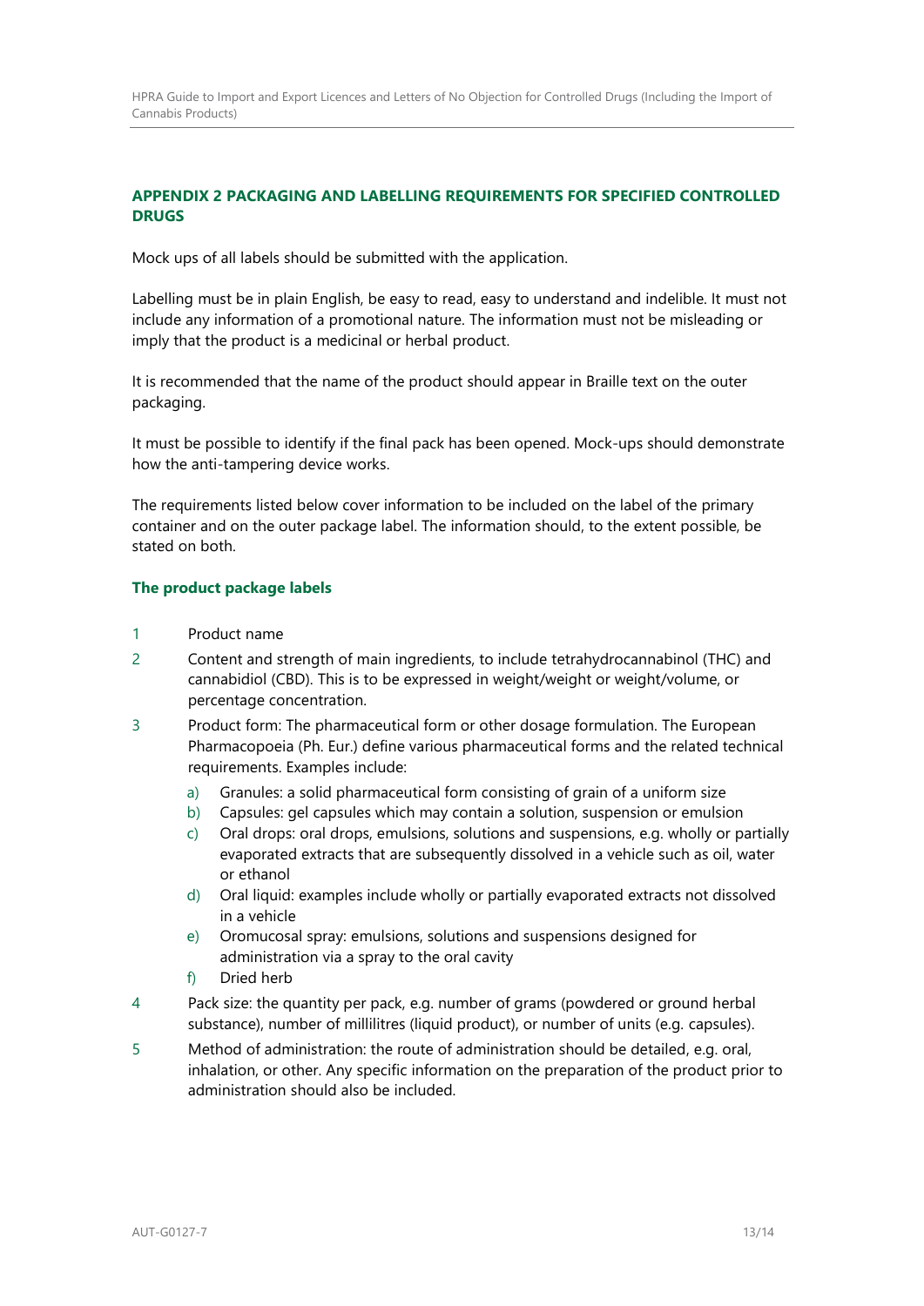## APPENDIX 2 PACKAGING AND LABELLING REQUIREMENTS FOR SPECIFIED CONTROLLED DRUGS

Mock ups of all labels should be submitted with the application.

Labelling must be in plain English, be easy to read, easy to understand and indelible. It must not include any information of a promotional nature. The information must not be misleading or imply that the product is a medicinal or herbal product.

It is recommended that the name of the product should appear in Braille text on the outer packaging.

It must be possible to identify if the final pack has been opened. Mock-ups should demonstrate how the anti-tampering device works.

The requirements listed below cover information to be included on the label of the primary container and on the outer package label. The information should, to the extent possible, be stated on both.

### The product package labels

1. Product name
2. Content and strength of main ingredients, to include tetrahydrocannabinol (THC) and cannabidiol (CBD). This is to be expressed in weight/weight or weight/volume, or percentage concentration.
3. Product form: The pharmaceutical form or other dosage formulation. The European Pharmacopoeia (Ph. Eur.) define various pharmaceutical forms and the related technical requirements. Examples include:
   a) Granules: a solid pharmaceutical form consisting of grain of a uniform size
   b) Capsules: gel capsules which may contain a solution, suspension or emulsion
   c) Oral drops: oral drops, emulsions, solutions and suspensions, e.g. wholly or partially evaporated extracts that are subsequently dissolved in a vehicle such as oil, water or ethanol
   d) Oral liquid: examples include wholly or partially evaporated extracts not dissolved in a vehicle
   e) Oromucosal spray: emulsions, solutions and suspensions designed for administration via a spray to the oral cavity
   f) Dried herb
4. Pack size: the quantity per pack, e.g. number of grams (powdered or ground herbal substance), number of millilitres (liquid product), or number of units (e.g. capsules).
5. Method of administration: the route of administration should be detailed, e.g. oral, inhalation, or other. Any specific information on the preparation of the product prior to administration should also be included.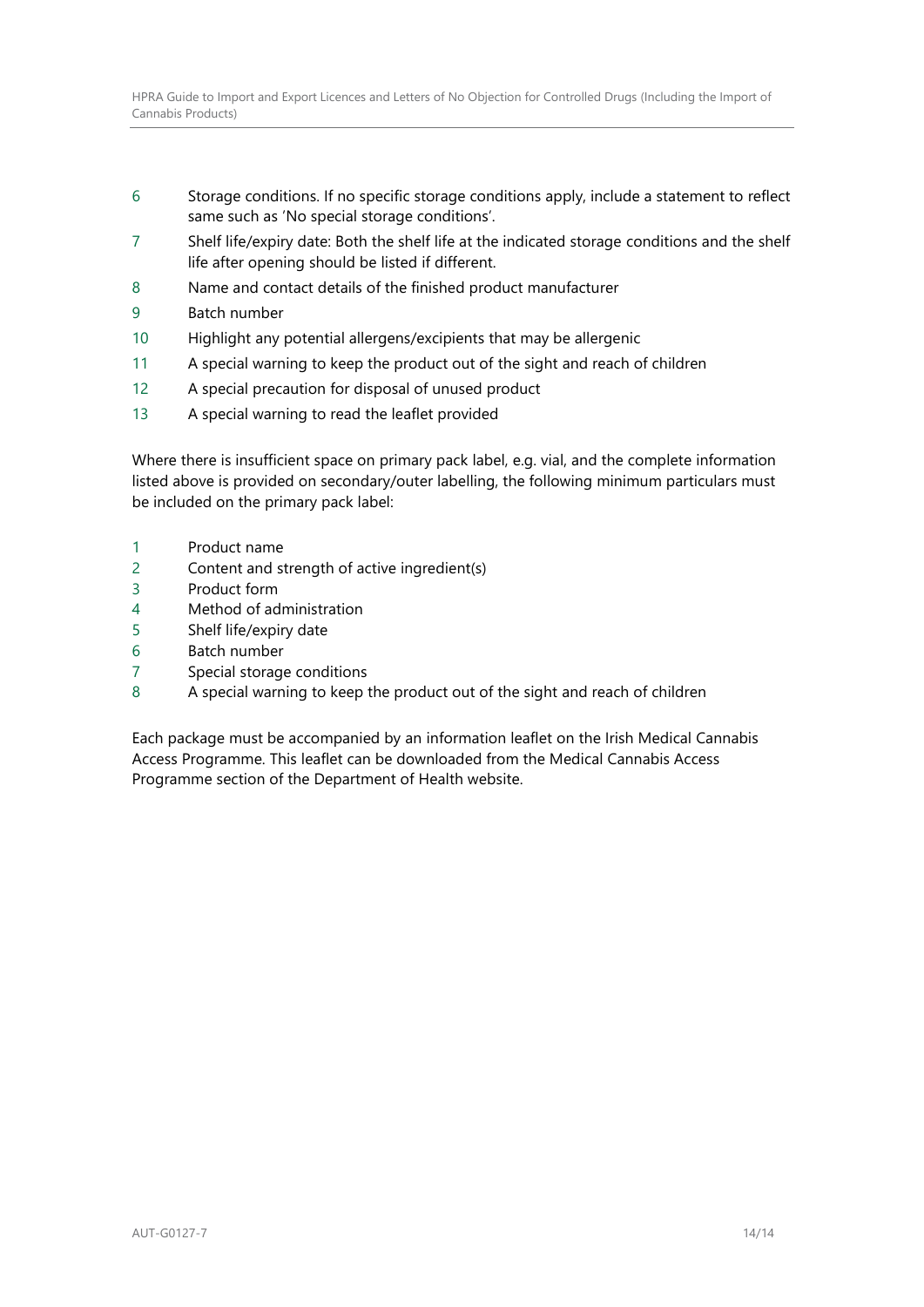6. Storage conditions. If no specific storage conditions apply, include a statement to reflect same such as 'No special storage conditions'.
7. Shelf life/expiry date: Both the shelf life at the indicated storage conditions and the shelf life after opening should be listed if different.
8. Name and contact details of the finished product manufacturer
9. Batch number
10. Highlight any potential allergens/excipients that may be allergenic
11. A special warning to keep the product out of the sight and reach of children
12. A special precaution for disposal of unused product
13. A special warning to read the leaflet provided

Where there is insufficient space on primary pack label, e.g. vial, and the complete information listed above is provided on secondary/outer labelling, the following minimum particulars must be included on the primary pack label:

1. Product name
2. Content and strength of active ingredient(s)
3. Product form
4. Method of administration
5. Shelf life/expiry date
6. Batch number
7. Special storage conditions
8. A special warning to keep the product out of the sight and reach of children

Each package must be accompanied by an information leaflet on the Irish Medical Cannabis Access Programme. This leaflet can be downloaded from the Medical Cannabis Access Programme section of the Department of Health website.